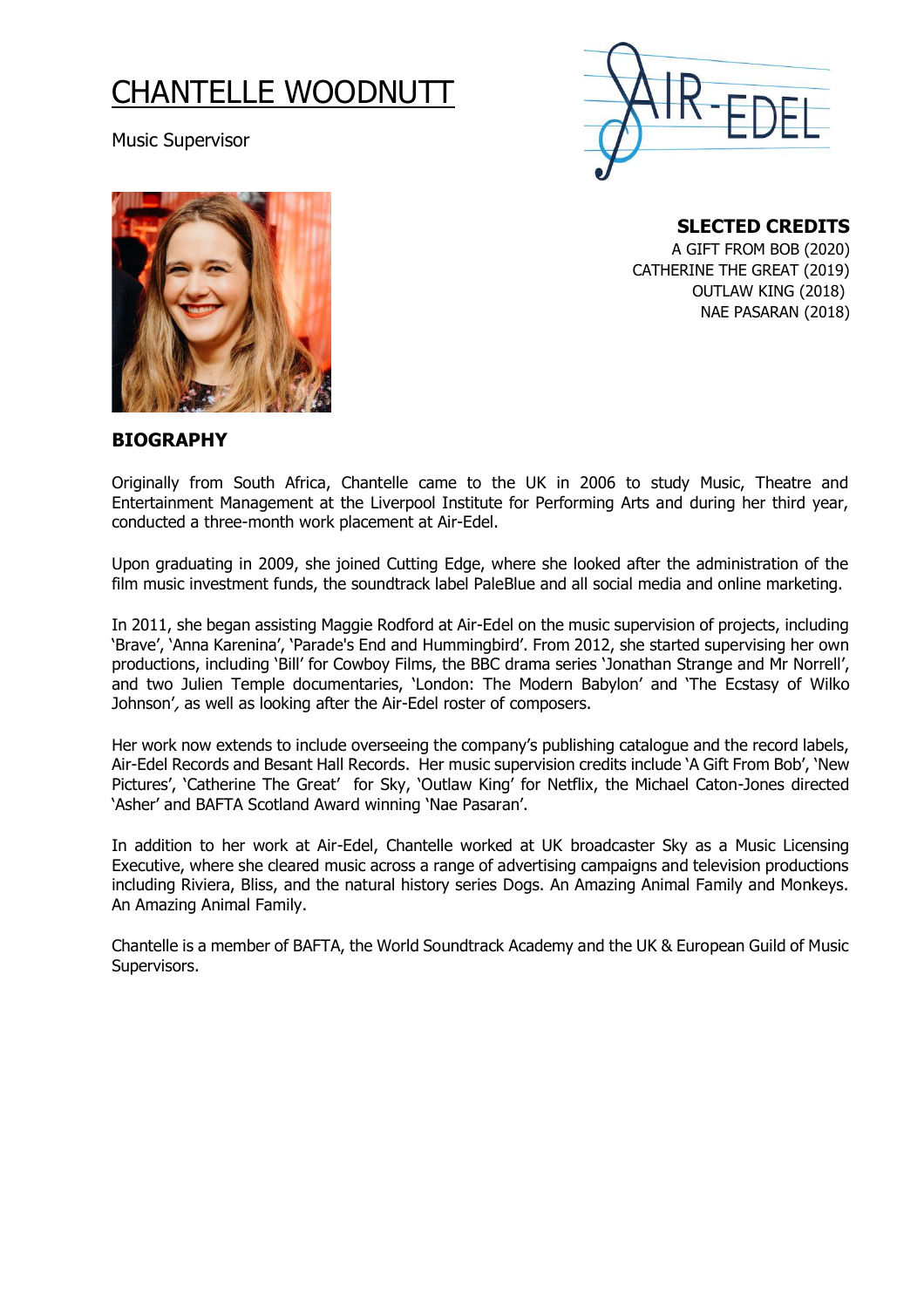# CHANTELLE WOODNUTT

Music Supervisor

**SLECTED CREDITS**

A GIFT FROM BOB (2020)
CATHERINE THE GREAT (2019)
OUTLAW KING (2018)
NAE PASARAN (2018)

## BIOGRAPHY

Originally from South Africa, Chantelle came to the UK in 2006 to study Music, Theatre and Entertainment Management at the Liverpool Institute for Performing Arts and during her third year, conducted a three-month work placement at Air-Edel.

Upon graduating in 2009, she joined Cutting Edge, where she looked after the administration of the film music investment funds, the soundtrack label PaleBlue and all social media and online marketing.

In 2011, she began assisting Maggie Rodford at Air-Edel on the music supervision of projects, including 'Brave', 'Anna Karenina', 'Parade's End and Hummingbird'. From 2012, she started supervising her own productions, including 'Bill' for Cowboy Films, the BBC drama series 'Jonathan Strange and Mr Norrell', and two Julien Temple documentaries, 'London: The Modern Babylon' and 'The Ecstasy of Wilko Johnson', as well as looking after the Air-Edel roster of composers.

Her work now extends to include overseeing the company's publishing catalogue and the record labels, Air-Edel Records and Besant Hall Records. Her music supervision credits include 'A Gift From Bob', 'New Pictures', 'Catherine The Great' for Sky, 'Outlaw King' for Netflix, the Michael Caton-Jones directed 'Asher' and BAFTA Scotland Award winning 'Nae Pasaran'.

In addition to her work at Air-Edel, Chantelle worked at UK broadcaster Sky as a Music Licensing Executive, where she cleared music across a range of advertising campaigns and television productions including Riviera, Bliss, and the natural history series Dogs. An Amazing Animal Family and Monkeys. An Amazing Animal Family.

Chantelle is a member of BAFTA, the World Soundtrack Academy and the UK & European Guild of Music Supervisors.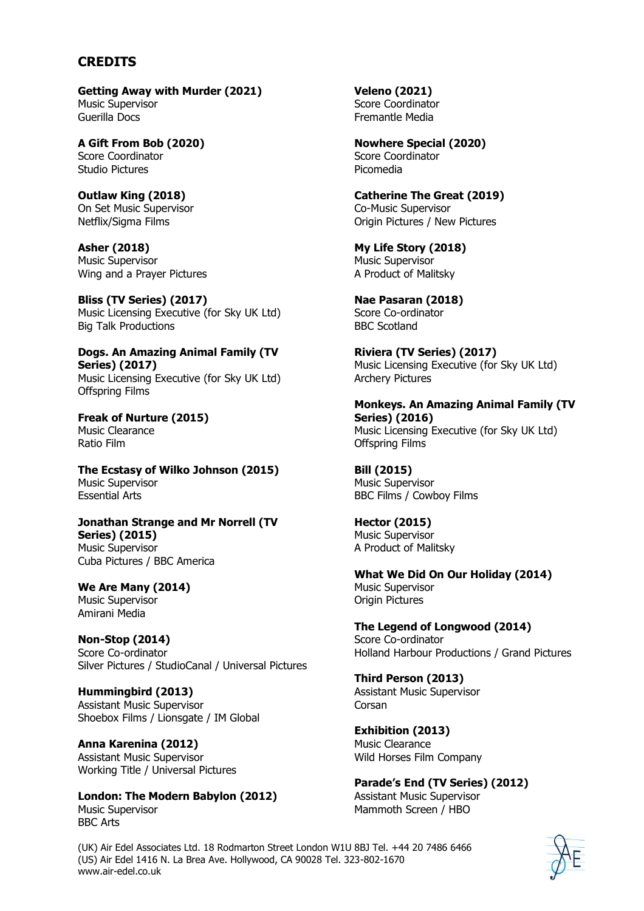## CREDITS

**Getting Away with Murder (2021)**
Music Supervisor
Guerilla Docs

**A Gift From Bob (2020)**
Score Coordinator
Studio Pictures

**Outlaw King (2018)**
On Set Music Supervisor
Netflix/Sigma Films

**Asher (2018)**
Music Supervisor
Wing and a Prayer Pictures

**Bliss (TV Series) (2017)**
Music Licensing Executive (for Sky UK Ltd)
Big Talk Productions

**Dogs. An Amazing Animal Family (TV Series) (2017)**
Music Licensing Executive (for Sky UK Ltd)
Offspring Films

**Freak of Nurture (2015)**
Music Clearance
Ratio Film

**The Ecstasy of Wilko Johnson (2015)**
Music Supervisor
Essential Arts

**Jonathan Strange and Mr Norrell (TV Series) (2015)**
Music Supervisor
Cuba Pictures / BBC America

**We Are Many (2014)**
Music Supervisor
Amirani Media

**Non-Stop (2014)**
Score Co-ordinator
Silver Pictures / StudioCanal / Universal Pictures

**Hummingbird (2013)**
Assistant Music Supervisor
Shoebox Films / Lionsgate / IM Global

**Anna Karenina (2012)**
Assistant Music Supervisor
Working Title / Universal Pictures

**London: The Modern Babylon (2012)**
Music Supervisor
BBC Arts

**Veleno (2021)**
Score Coordinator
Fremantle Media

**Nowhere Special (2020)**
Score Coordinator
Picomedia

**Catherine The Great (2019)**
Co-Music Supervisor
Origin Pictures / New Pictures

**My Life Story (2018)**
Music Supervisor
A Product of Malitsky

**Nae Pasaran (2018)**
Score Co-ordinator
BBC Scotland

**Riviera (TV Series) (2017)**
Music Licensing Executive (for Sky UK Ltd)
Archery Pictures

**Monkeys. An Amazing Animal Family (TV Series) (2016)**
Music Licensing Executive (for Sky UK Ltd)
Offspring Films

**Bill (2015)**
Music Supervisor
BBC Films / Cowboy Films

**Hector (2015)**
Music Supervisor
A Product of Malitsky

**What We Did On Our Holiday (2014)**
Music Supervisor
Origin Pictures

**The Legend of Longwood (2014)**
Score Co-ordinator
Holland Harbour Productions / Grand Pictures

**Third Person (2013)**
Assistant Music Supervisor
Corsan

**Exhibition (2013)**
Music Clearance
Wild Horses Film Company

**Parade's End (TV Series) (2012)**
Assistant Music Supervisor
Mammoth Screen / HBO

(UK) Air Edel Associates Ltd. 18 Rodmarton Street London W1U 8BJ Tel. +44 20 7486 6466
(US) Air Edel 1416 N. La Brea Ave. Hollywood, CA 90028 Tel. 323-802-1670
www.air-edel.co.uk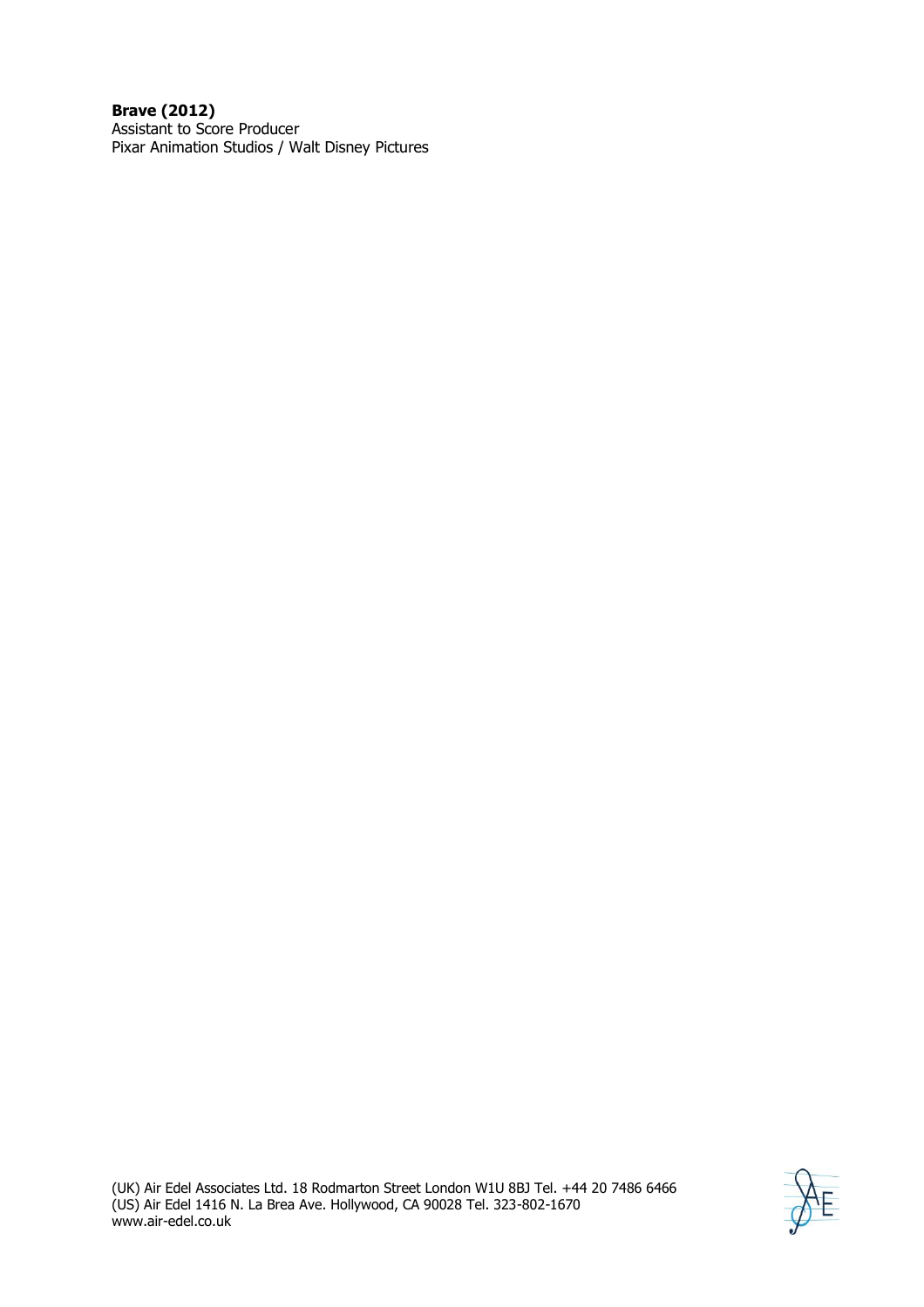**Brave (2012)**
Assistant to Score Producer
Pixar Animation Studios / Walt Disney Pictures

(UK) Air Edel Associates Ltd. 18 Rodmarton Street London W1U 8BJ Tel. +44 20 7486 6466
(US) Air Edel 1416 N. La Brea Ave. Hollywood, CA 90028 Tel. 323-802-1670
www.air-edel.co.uk